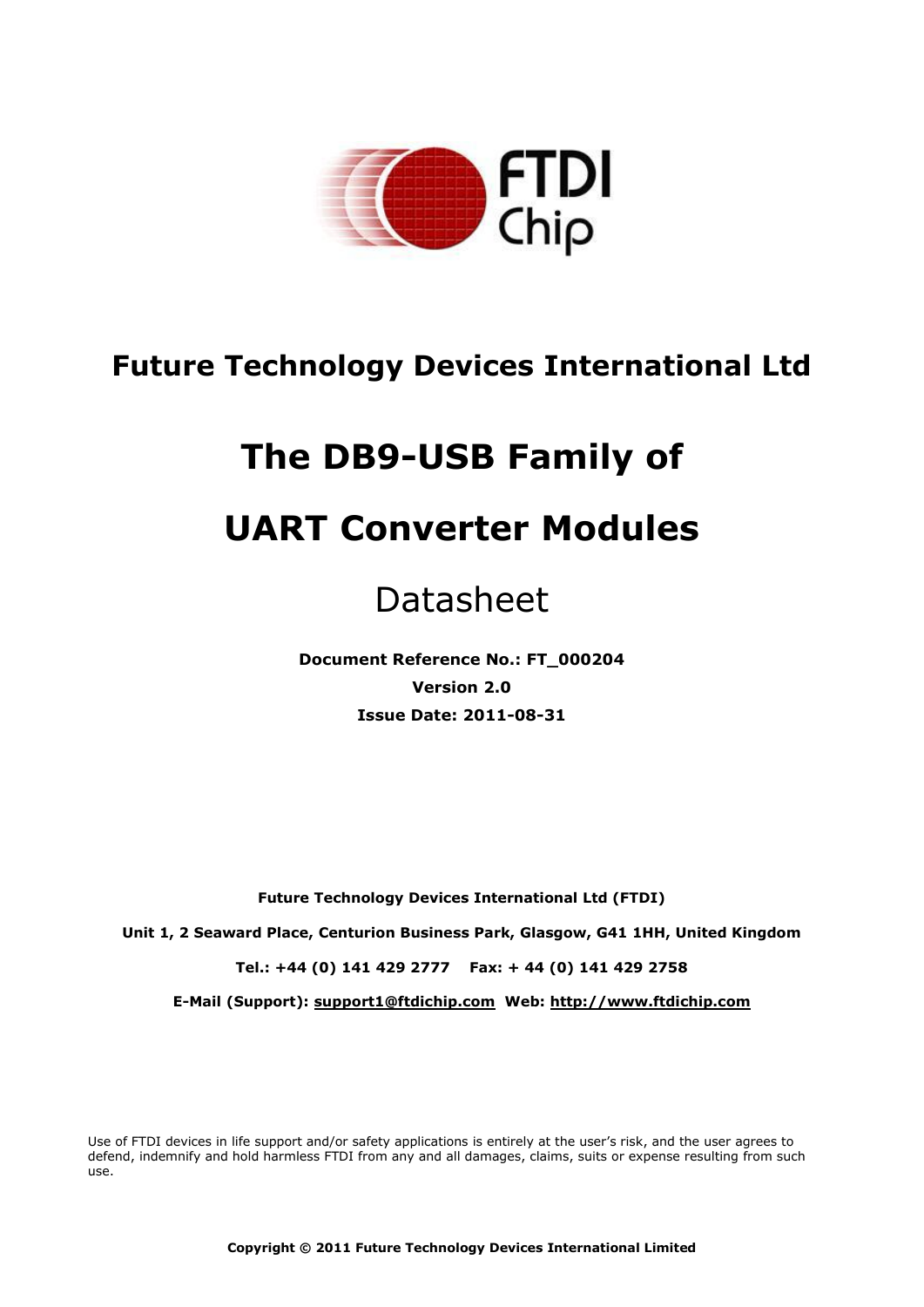# Future Technology Devices International Ltd

# The DB9-USB Family of

# UART Converter Modules

## Datasheet

**Document Reference No.: FT_000204**

**Version 2.0**

**Issue Date: 2011-08-31**

**Future Technology Devices International Ltd (FTDI)**

**Unit 1, 2 Seaward Place, Centurion Business Park, Glasgow, G41 1HH, United Kingdom**

**Tel.: +44 (0) 141 429 2777 Fax: + 44 (0) 141 429 2758**

**E-Mail (Support): support1@ftdichip.com Web: http://www.ftdichip.com**

Use of FTDI devices in life support and/or safety applications is entirely at the user's risk, and the user agrees to defend, indemnify and hold harmless FTDI from any and all damages, claims, suits or expense resulting from such use.

**Copyright © 2011 Future Technology Devices International Limited**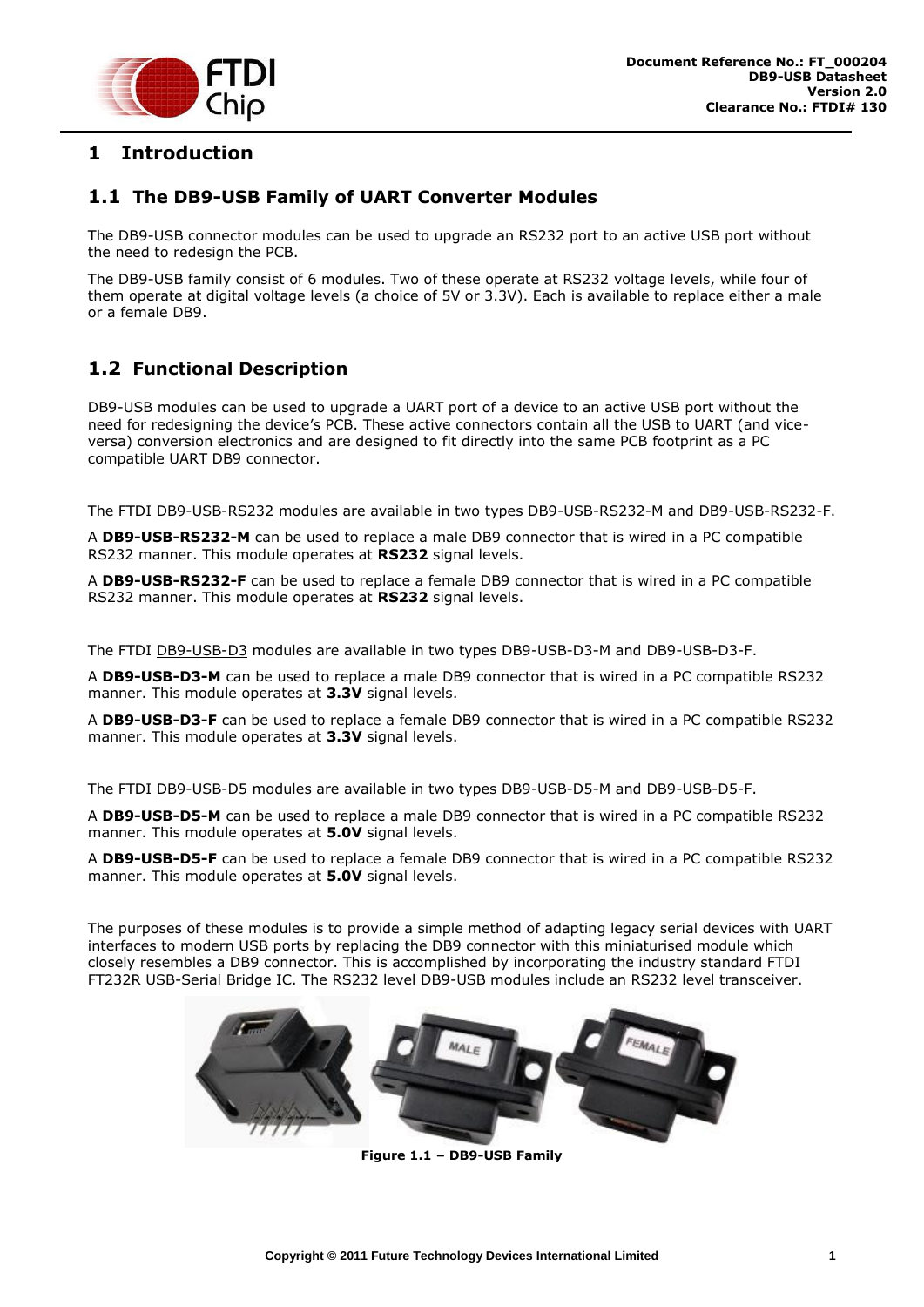# 1 Introduction

## 1.1 The DB9-USB Family of UART Converter Modules

The DB9-USB connector modules can be used to upgrade an RS232 port to an active USB port without the need to redesign the PCB.

The DB9-USB family consist of 6 modules. Two of these operate at RS232 voltage levels, while four of them operate at digital voltage levels (a choice of 5V or 3.3V). Each is available to replace either a male or a female DB9.

## 1.2 Functional Description

DB9-USB modules can be used to upgrade a UART port of a device to an active USB port without the need for redesigning the device's PCB. These active connectors contain all the USB to UART (and vice-versa) conversion electronics and are designed to fit directly into the same PCB footprint as a PC compatible UART DB9 connector.

The FTDI DB9-USB-RS232 modules are available in two types DB9-USB-RS232-M and DB9-USB-RS232-F.

A **DB9-USB-RS232-M** can be used to replace a male DB9 connector that is wired in a PC compatible RS232 manner. This module operates at **RS232** signal levels.

A **DB9-USB-RS232-F** can be used to replace a female DB9 connector that is wired in a PC compatible RS232 manner. This module operates at **RS232** signal levels.

The FTDI DB9-USB-D3 modules are available in two types DB9-USB-D3-M and DB9-USB-D3-F.

A **DB9-USB-D3-M** can be used to replace a male DB9 connector that is wired in a PC compatible RS232 manner. This module operates at **3.3V** signal levels.

A **DB9-USB-D3-F** can be used to replace a female DB9 connector that is wired in a PC compatible RS232 manner. This module operates at **3.3V** signal levels.

The FTDI DB9-USB-D5 modules are available in two types DB9-USB-D5-M and DB9-USB-D5-F.

A **DB9-USB-D5-M** can be used to replace a male DB9 connector that is wired in a PC compatible RS232 manner. This module operates at **5.0V** signal levels.

A **DB9-USB-D5-F** can be used to replace a female DB9 connector that is wired in a PC compatible RS232 manner. This module operates at **5.0V** signal levels.

The purposes of these modules is to provide a simple method of adapting legacy serial devices with UART interfaces to modern USB ports by replacing the DB9 connector with this miniaturised module which closely resembles a DB9 connector. This is accomplished by incorporating the industry standard FTDI FT232R USB-Serial Bridge IC. The RS232 level DB9-USB modules include an RS232 level transceiver.

**Figure 1.1 – DB9-USB Family**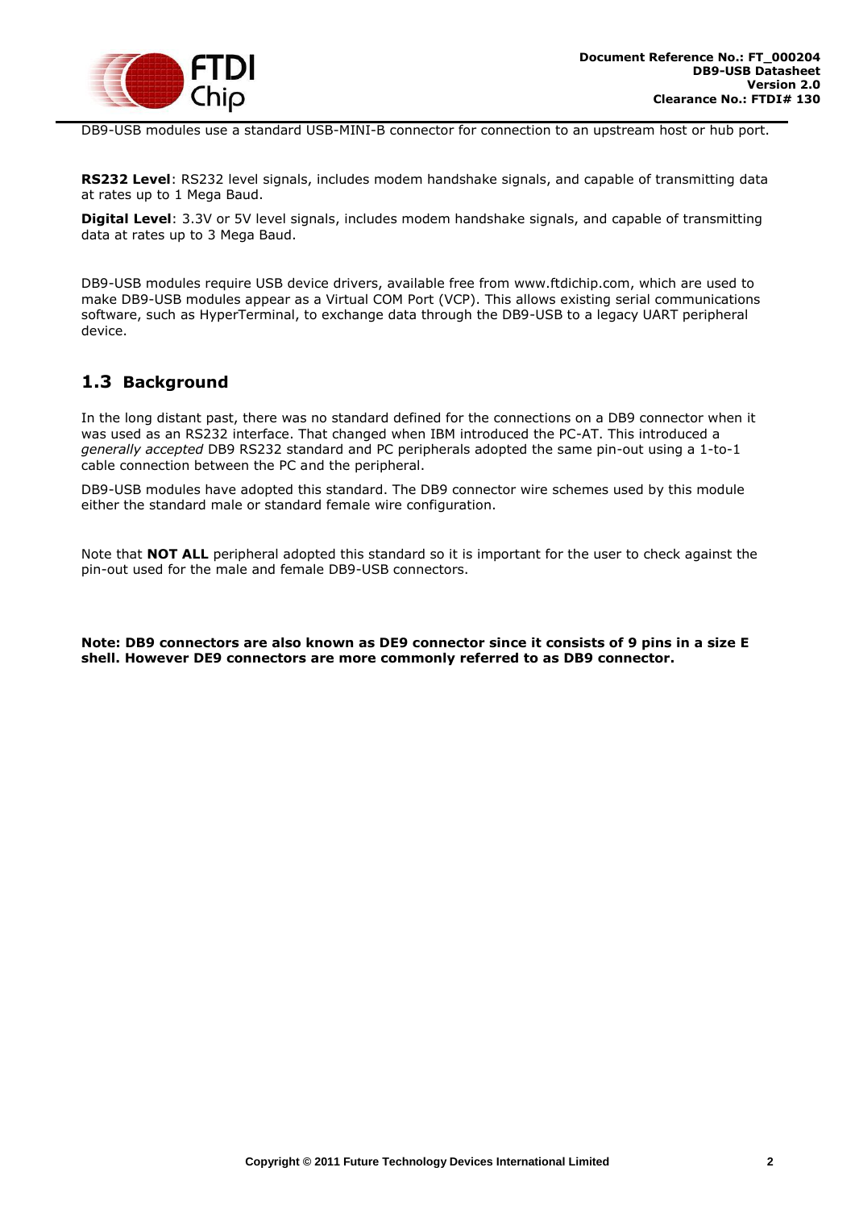DB9-USB modules use a standard USB-MINI-B connector for connection to an upstream host or hub port.

**RS232 Level**: RS232 level signals, includes modem handshake signals, and capable of transmitting data at rates up to 1 Mega Baud.

**Digital Level**: 3.3V or 5V level signals, includes modem handshake signals, and capable of transmitting data at rates up to 3 Mega Baud.

DB9-USB modules require USB device drivers, available free from www.ftdichip.com, which are used to make DB9-USB modules appear as a Virtual COM Port (VCP). This allows existing serial communications software, such as HyperTerminal, to exchange data through the DB9-USB to a legacy UART peripheral device.

## 1.3 Background

In the long distant past, there was no standard defined for the connections on a DB9 connector when it was used as an RS232 interface. That changed when IBM introduced the PC-AT. This introduced a *generally accepted* DB9 RS232 standard and PC peripherals adopted the same pin-out using a 1-to-1 cable connection between the PC and the peripheral.

DB9-USB modules have adopted this standard. The DB9 connector wire schemes used by this module either the standard male or standard female wire configuration.

Note that **NOT ALL** peripheral adopted this standard so it is important for the user to check against the pin-out used for the male and female DB9-USB connectors.

**Note: DB9 connectors are also known as DE9 connector since it consists of 9 pins in a size E shell. However DE9 connectors are more commonly referred to as DB9 connector.**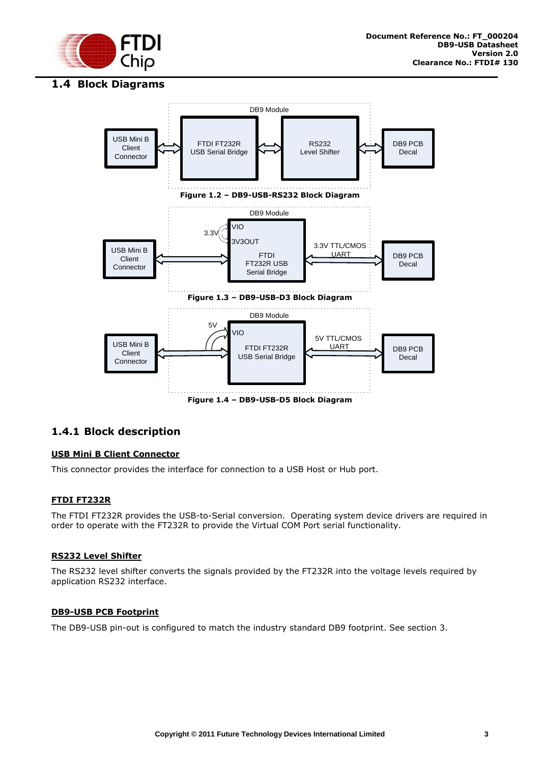## 1.4 Block Diagrams

DB9 Module

USB Mini B Client Connector ⟷ FTDI FT232R USB Serial Bridge ⟷ RS232 Level Shifter ⟷ DB9 PCB Decal

**Figure 1.2 – DB9-USB-RS232 Block Diagram**

DB9 Module

USB Mini B Client Connector ⟷ VIO / 3V3OUT (3.3V) FTDI FT232R USB Serial Bridge ⟷ 3.3V TTL/CMOS UART ⟷ DB9 PCB Decal

**Figure 1.3 – DB9-USB-D3 Block Diagram**

DB9 Module

USB Mini B Client Connector ⟷ VIO (5V) FTDI FT232R USB Serial Bridge ⟷ 5V TTL/CMOS UART ⟷ DB9 PCB Decal

**Figure 1.4 – DB9-USB-D5 Block Diagram**

### 1.4.1 Block description

**USB Mini B Client Connector**

This connector provides the interface for connection to a USB Host or Hub port.

**FTDI FT232R**

The FTDI FT232R provides the USB-to-Serial conversion. Operating system device drivers are required in order to operate with the FT232R to provide the Virtual COM Port serial functionality.

**RS232 Level Shifter**

The RS232 level shifter converts the signals provided by the FT232R into the voltage levels required by application RS232 interface.

**DB9-USB PCB Footprint**

The DB9-USB pin-out is configured to match the industry standard DB9 footprint. See section 3.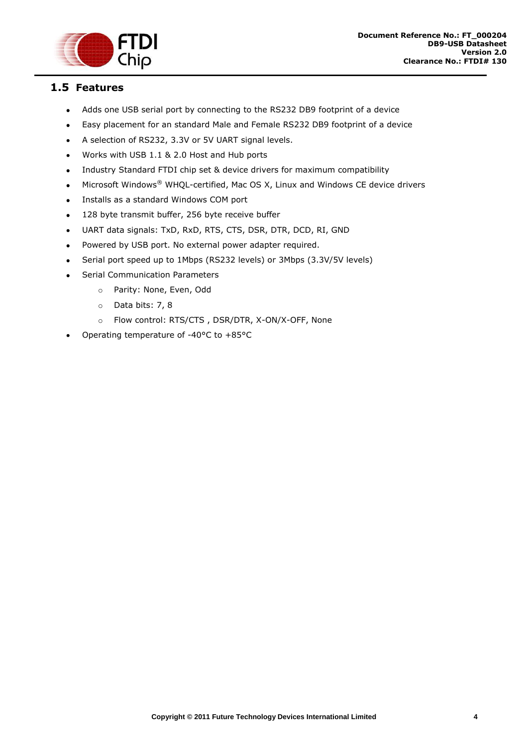## 1.5 Features

- Adds one USB serial port by connecting to the RS232 DB9 footprint of a device
- Easy placement for an standard Male and Female RS232 DB9 footprint of a device
- A selection of RS232, 3.3V or 5V UART signal levels.
- Works with USB 1.1 & 2.0 Host and Hub ports
- Industry Standard FTDI chip set & device drivers for maximum compatibility
- Microsoft Windows® WHQL-certified, Mac OS X, Linux and Windows CE device drivers
- Installs as a standard Windows COM port
- 128 byte transmit buffer, 256 byte receive buffer
- UART data signals: TxD, RxD, RTS, CTS, DSR, DTR, DCD, RI, GND
- Powered by USB port. No external power adapter required.
- Serial port speed up to 1Mbps (RS232 levels) or 3Mbps (3.3V/5V levels)
- Serial Communication Parameters
  - Parity: None, Even, Odd
  - Data bits: 7, 8
  - Flow control: RTS/CTS , DSR/DTR, X-ON/X-OFF, None
- Operating temperature of -40°C to +85°C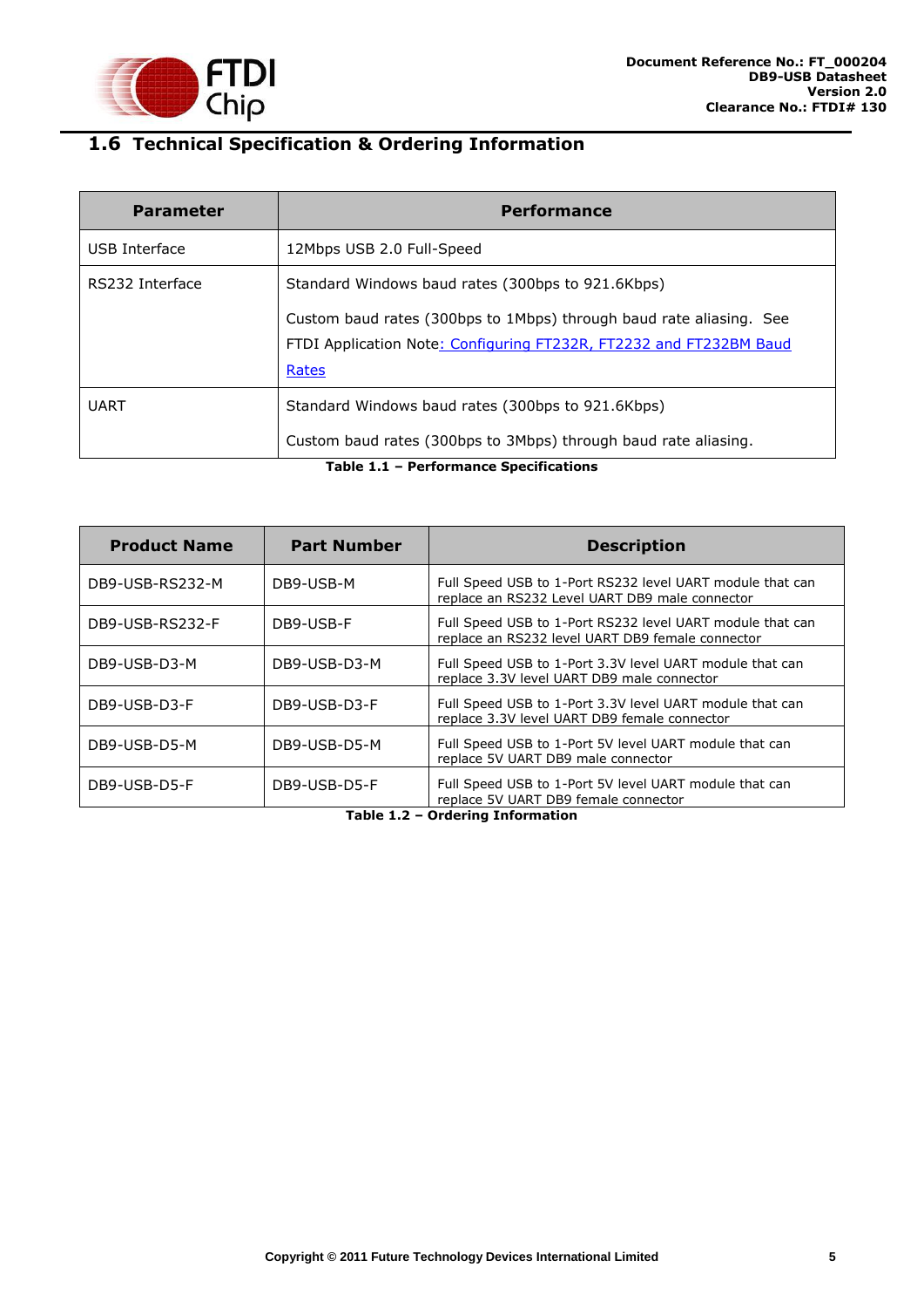## 1.6 Technical Specification & Ordering Information

| Parameter | Performance |
|---|---|
| USB Interface | 12Mbps USB 2.0 Full-Speed |
| RS232 Interface | Standard Windows baud rates (300bps to 921.6Kbps)<br><br>Custom baud rates (300bps to 1Mbps) through baud rate aliasing. See FTDI Application Note: Configuring FT232R, FT2232 and FT232BM Baud Rates |
| UART | Standard Windows baud rates (300bps to 921.6Kbps)<br><br>Custom baud rates (300bps to 3Mbps) through baud rate aliasing. |

**Table 1.1 – Performance Specifications**

| Product Name | Part Number | Description |
|---|---|---|
| DB9-USB-RS232-M | DB9-USB-M | Full Speed USB to 1-Port RS232 level UART module that can replace an RS232 Level UART DB9 male connector |
| DB9-USB-RS232-F | DB9-USB-F | Full Speed USB to 1-Port RS232 level UART module that can replace an RS232 level UART DB9 female connector |
| DB9-USB-D3-M | DB9-USB-D3-M | Full Speed USB to 1-Port 3.3V level UART module that can replace 3.3V level UART DB9 male connector |
| DB9-USB-D3-F | DB9-USB-D3-F | Full Speed USB to 1-Port 3.3V level UART module that can replace 3.3V level UART DB9 female connector |
| DB9-USB-D5-M | DB9-USB-D5-M | Full Speed USB to 1-Port 5V level UART module that can replace 5V UART DB9 male connector |
| DB9-USB-D5-F | DB9-USB-D5-F | Full Speed USB to 1-Port 5V level UART module that can replace 5V UART DB9 female connector |

**Table 1.2 – Ordering Information**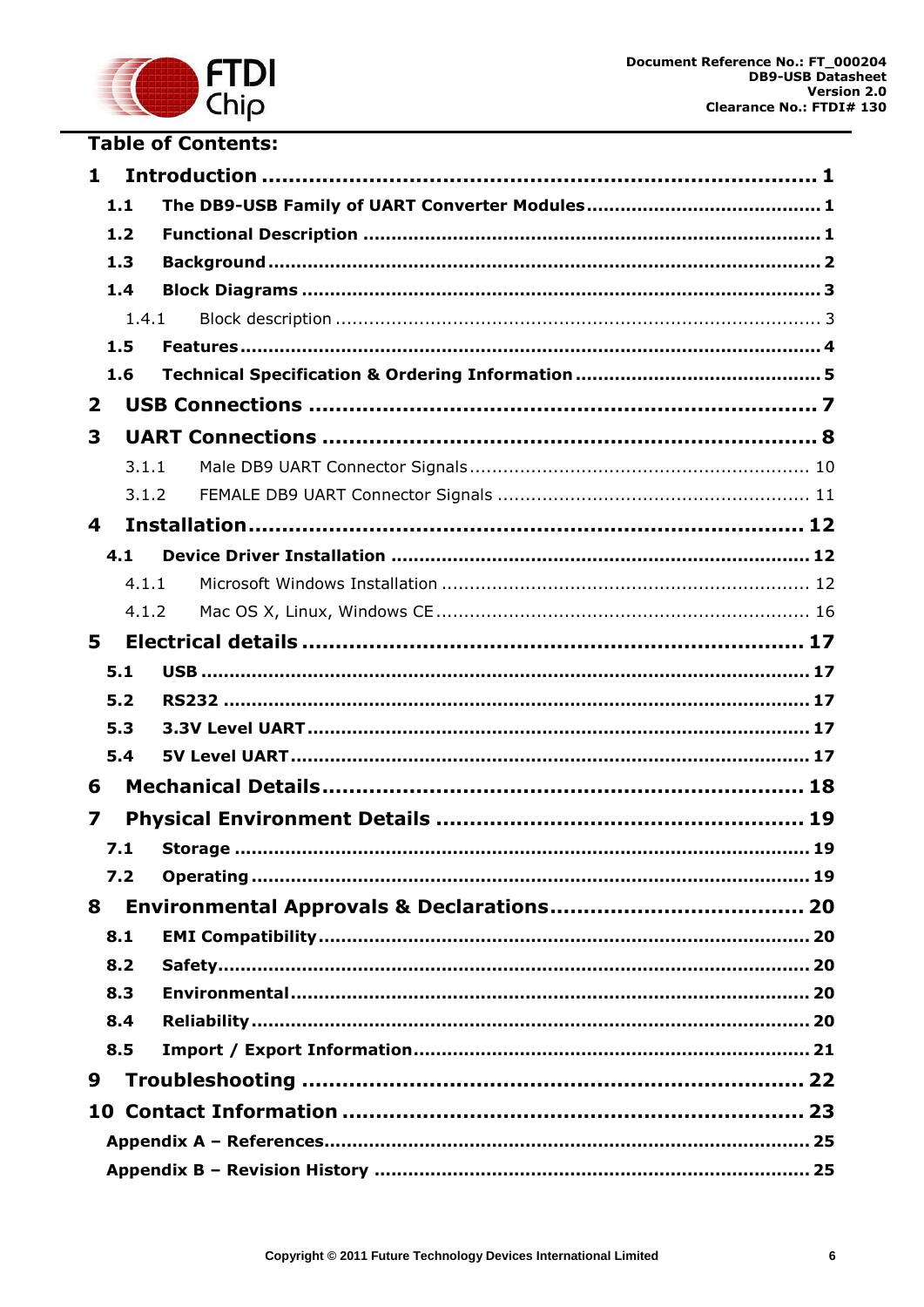## Table of Contents:

**1 Introduction .................................................................... 1**

**1.1 The DB9-USB Family of UART Converter Modules ......................................... 1**

**1.2 Functional Description ................................................................. 1**

**1.3 Background ............................................................................... 2**

**1.4 Block Diagrams .......................................................................... 3**

1.4.1 Block description ........................................................................ 3

**1.5 Features .................................................................................. 4**

**1.6 Technical Specification & Ordering Information ........................................... 5**

**2 USB Connections ................................................................ 7**

**3 UART Connections ............................................................... 8**

3.1.1 Male DB9 UART Connector Signals ............................................................ 10

3.1.2 FEMALE DB9 UART Connector Signals ....................................................... 11

**4 Installation ..................................................................... 12**

**4.1 Device Driver Installation ............................................................... 12**

4.1.1 Microsoft Windows Installation ................................................................ 12

4.1.2 Mac OS X, Linux, Windows CE ................................................................. 16

**5 Electrical details ............................................................... 17**

**5.1 USB ....................................................................................... 17**

**5.2 RS232 ..................................................................................... 17**

**5.3 3.3V Level UART ......................................................................... 17**

**5.4 5V Level UART ........................................................................... 17**

**6 Mechanical Details ............................................................. 18**

**7 Physical Environment Details ................................................ 19**

**7.1 Storage ................................................................................... 19**

**7.2 Operating ................................................................................. 19**

**8 Environmental Approvals & Declarations ................................. 20**

**8.1 EMI Compatibility ........................................................................ 20**

**8.2 Safety ..................................................................................... 20**

**8.3 Environmental ............................................................................ 20**

**8.4 Reliability ................................................................................. 20**

**8.5 Import / Export Information .............................................................. 21**

**9 Troubleshooting ................................................................ 22**

**10 Contact Information .......................................................... 23**

**Appendix A – References ...................................................................... 25**

**Appendix B – Revision History ............................................................... 25**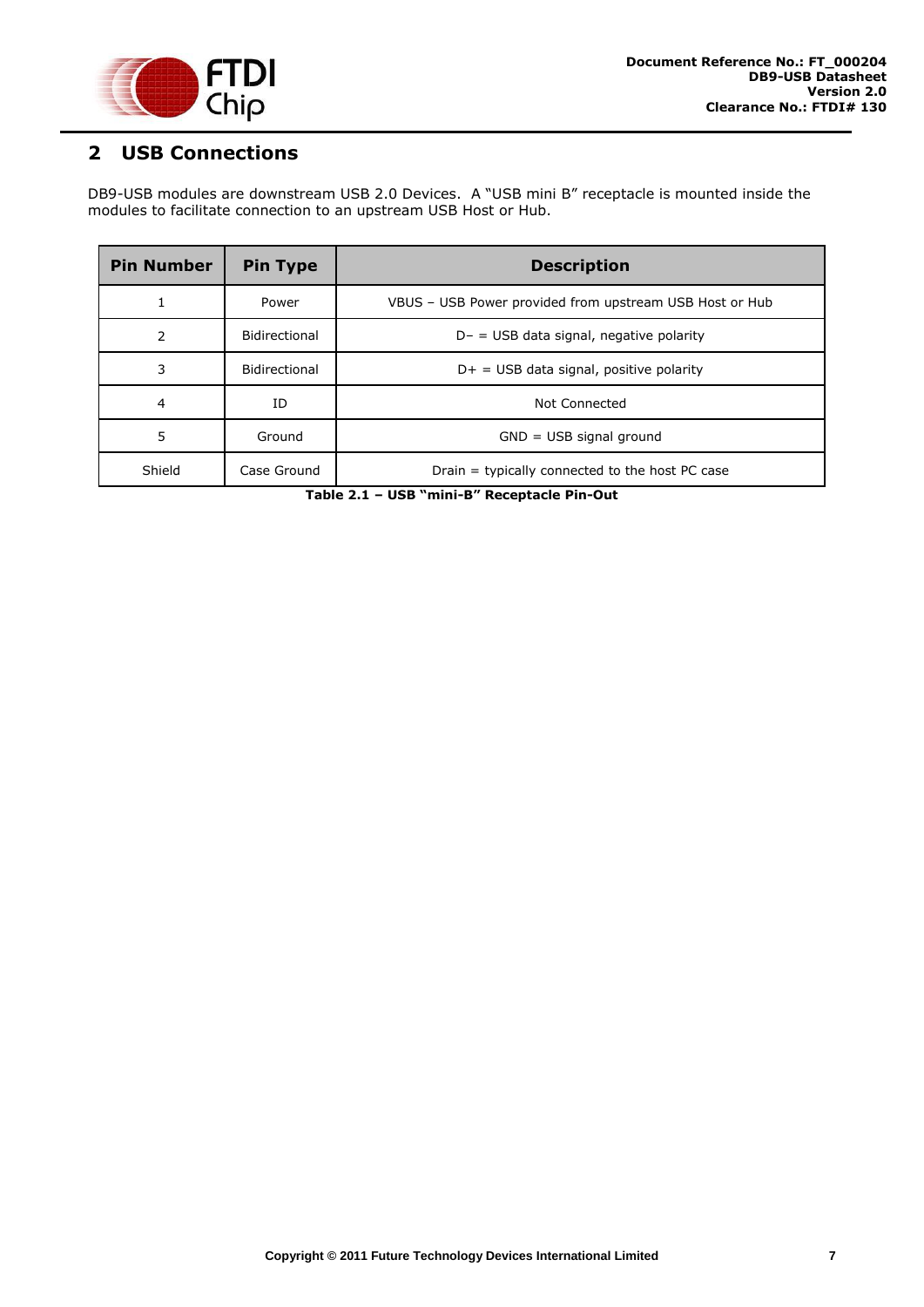## 2 USB Connections

DB9-USB modules are downstream USB 2.0 Devices. A "USB mini B" receptacle is mounted inside the modules to facilitate connection to an upstream USB Host or Hub.

| Pin Number | Pin Type | Description |
|---|---|---|
| 1 | Power | VBUS – USB Power provided from upstream USB Host or Hub |
| 2 | Bidirectional | D− = USB data signal, negative polarity |
| 3 | Bidirectional | D+ = USB data signal, positive polarity |
| 4 | ID | Not Connected |
| 5 | Ground | GND = USB signal ground |
| Shield | Case Ground | Drain = typically connected to the host PC case |

**Table 2.1 – USB "mini-B" Receptacle Pin-Out**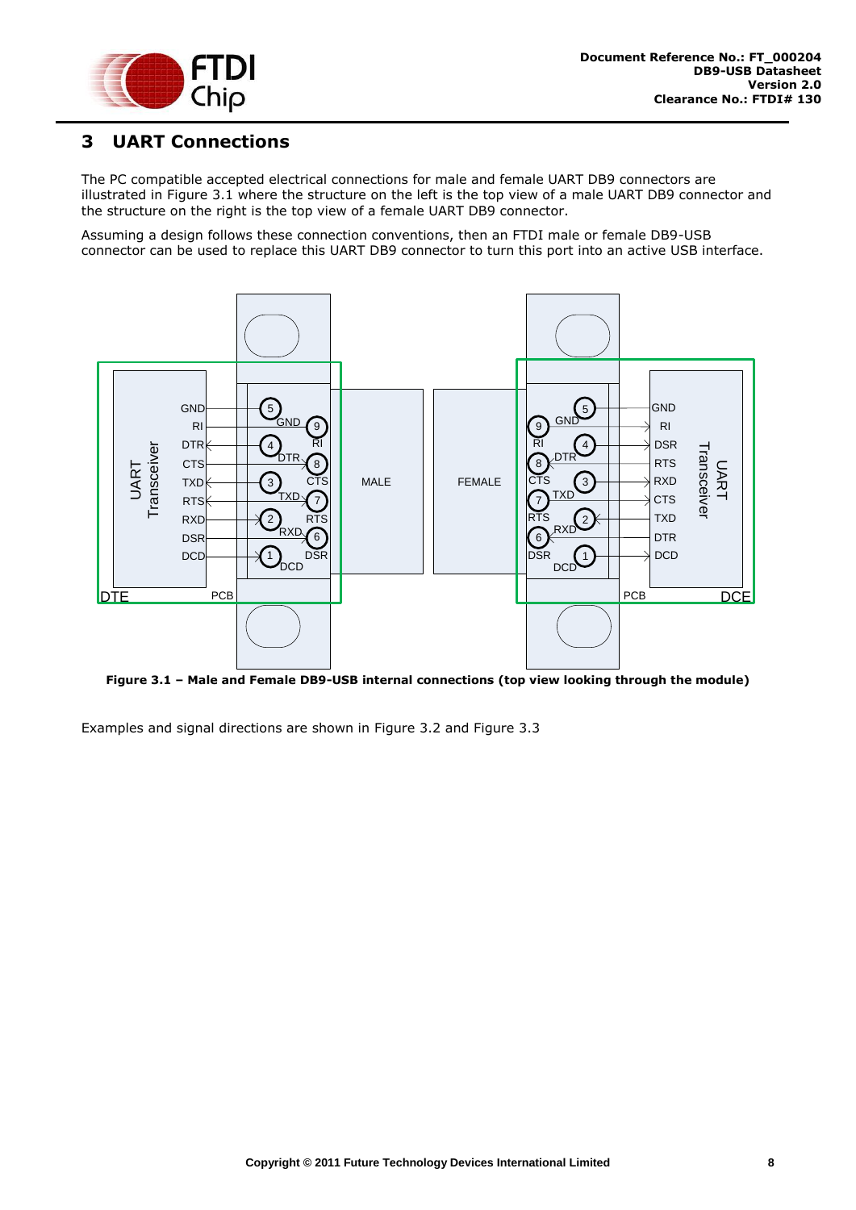# 3 UART Connections

The PC compatible accepted electrical connections for male and female UART DB9 connectors are illustrated in Figure 3.1 where the structure on the left is the top view of a male UART DB9 connector and the structure on the right is the top view of a female UART DB9 connector.

Assuming a design follows these connection conventions, then an FTDI male or female DB9-USB connector can be used to replace this UART DB9 connector to turn this port into an active USB interface.

**Figure 3.1 – Male and Female DB9-USB internal connections (top view looking through the module)**

Examples and signal directions are shown in Figure 3.2 and Figure 3.3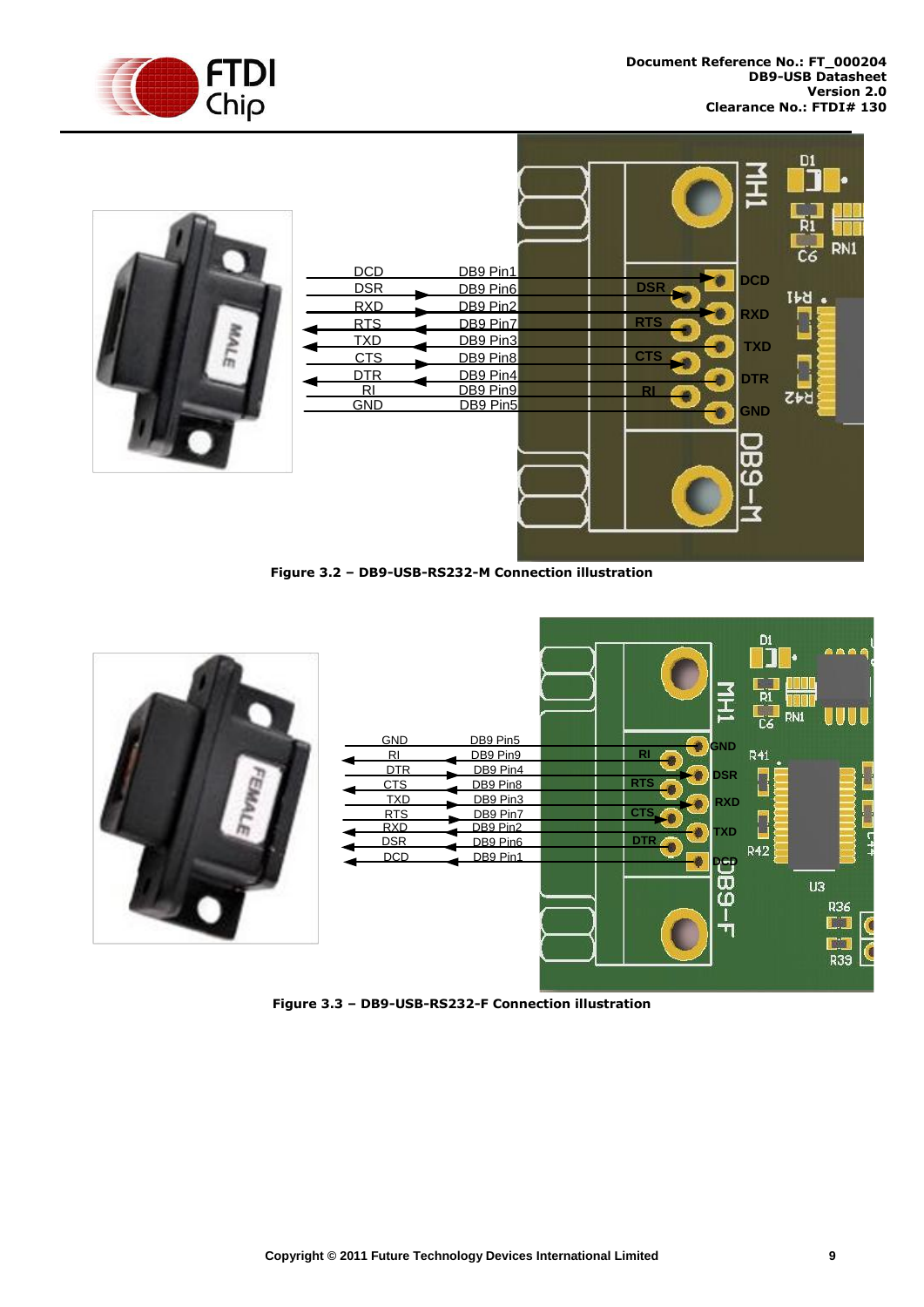Figure 3.2 – DB9-USB-RS232-M Connection illustration

Figure 3.3 – DB9-USB-RS232-F Connection illustration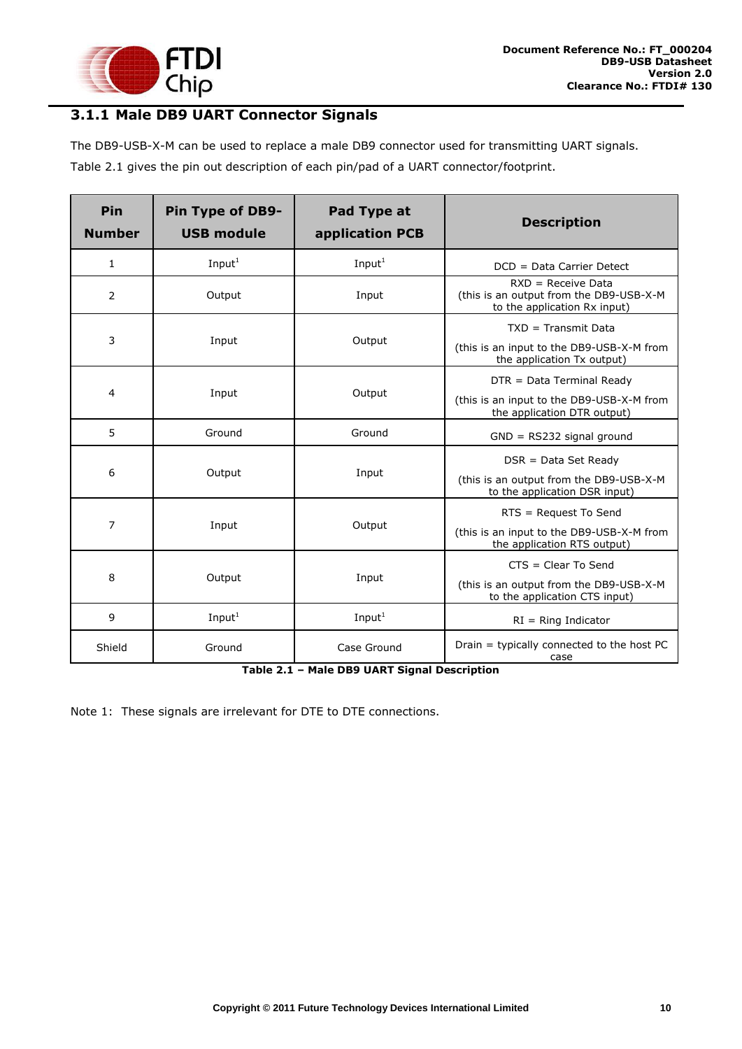### 3.1.1 Male DB9 UART Connector Signals

The DB9-USB-X-M can be used to replace a male DB9 connector used for transmitting UART signals. Table 2.1 gives the pin out description of each pin/pad of a UART connector/footprint.

| Pin Number | Pin Type of DB9-USB module | Pad Type at application PCB | Description |
|---|---|---|---|
| 1 | Input[1] | Input[1] | DCD = Data Carrier Detect |
| 2 | Output | Input | RXD = Receive Data (this is an output from the DB9-USB-X-M to the application Rx input) |
| 3 | Input | Output | TXD = Transmit Data (this is an input to the DB9-USB-X-M from the application Tx output) |
| 4 | Input | Output | DTR = Data Terminal Ready (this is an input to the DB9-USB-X-M from the application DTR output) |
| 5 | Ground | Ground | GND = RS232 signal ground |
| 6 | Output | Input | DSR = Data Set Ready (this is an output from the DB9-USB-X-M to the application DSR input) |
| 7 | Input | Output | RTS = Request To Send (this is an input to the DB9-USB-X-M from the application RTS output) |
| 8 | Output | Input | CTS = Clear To Send (this is an output from the DB9-USB-X-M to the application CTS input) |
| 9 | Input[1] | Input[1] | RI = Ring Indicator |
| Shield | Ground | Case Ground | Drain = typically connected to the host PC case |

**Table 2.1 – Male DB9 UART Signal Description**

Note 1: These signals are irrelevant for DTE to DTE connections.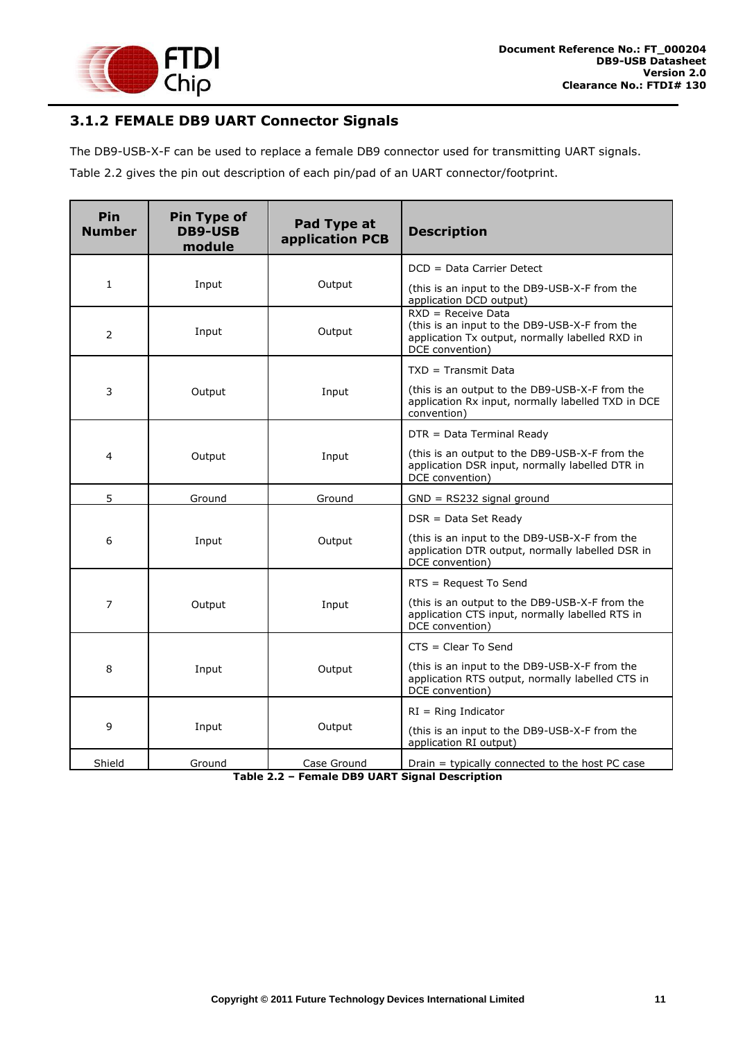### 3.1.2 FEMALE DB9 UART Connector Signals

The DB9-USB-X-F can be used to replace a female DB9 connector used for transmitting UART signals. Table 2.2 gives the pin out description of each pin/pad of an UART connector/footprint.

| Pin Number | Pin Type of DB9-USB module | Pad Type at application PCB | Description |
|---|---|---|---|
| 1 | Input | Output | DCD = Data Carrier Detect<br>(this is an input to the DB9-USB-X-F from the application DCD output) |
| 2 | Input | Output | RXD = Receive Data<br>(this is an input to the DB9-USB-X-F from the application Tx output, normally labelled RXD in DCE convention) |
| 3 | Output | Input | TXD = Transmit Data<br>(this is an output to the DB9-USB-X-F from the application Rx input, normally labelled TXD in DCE convention) |
| 4 | Output | Input | DTR = Data Terminal Ready<br>(this is an output to the DB9-USB-X-F from the application DSR input, normally labelled DTR in DCE convention) |
| 5 | Ground | Ground | GND = RS232 signal ground |
| 6 | Input | Output | DSR = Data Set Ready<br>(this is an input to the DB9-USB-X-F from the application DTR output, normally labelled DSR in DCE convention) |
| 7 | Output | Input | RTS = Request To Send<br>(this is an output to the DB9-USB-X-F from the application CTS input, normally labelled RTS in DCE convention) |
| 8 | Input | Output | CTS = Clear To Send<br>(this is an input to the DB9-USB-X-F from the application RTS output, normally labelled CTS in DCE convention) |
| 9 | Input | Output | RI = Ring Indicator<br>(this is an input to the DB9-USB-X-F from the application RI output) |
| Shield | Ground | Case Ground | Drain = typically connected to the host PC case |

**Table 2.2 – Female DB9 UART Signal Description**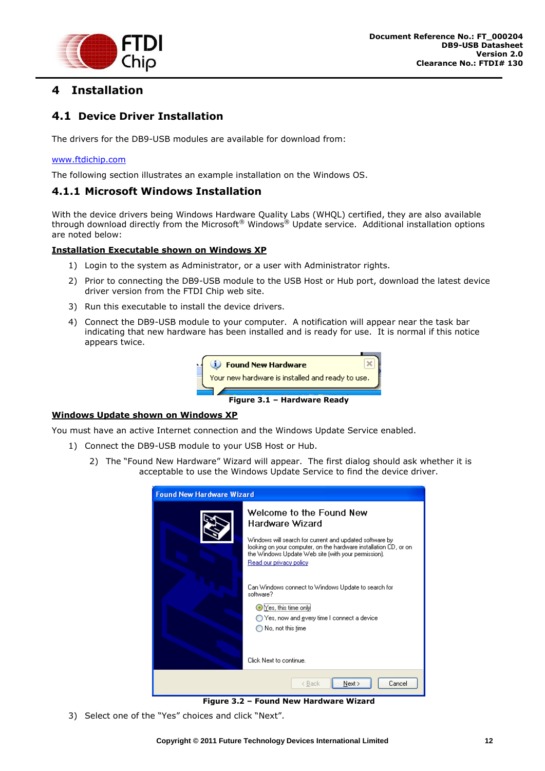# 4 Installation

## 4.1 Device Driver Installation

The drivers for the DB9-USB modules are available for download from:

www.ftdichip.com

The following section illustrates an example installation on the Windows OS.

### 4.1.1 Microsoft Windows Installation

With the device drivers being Windows Hardware Quality Labs (WHQL) certified, they are also available through download directly from the Microsoft® Windows® Update service. Additional installation options are noted below:

**Installation Executable shown on Windows XP**

1) Login to the system as Administrator, or a user with Administrator rights.
2) Prior to connecting the DB9-USB module to the USB Host or Hub port, download the latest device driver version from the FTDI Chip web site.
3) Run this executable to install the device drivers.
4) Connect the DB9-USB module to your computer. A notification will appear near the task bar indicating that new hardware has been installed and is ready for use. It is normal if this notice appears twice.

**Figure 3.1 – Hardware Ready**

**Windows Update shown on Windows XP**

You must have an active Internet connection and the Windows Update Service enabled.

1) Connect the DB9-USB module to your USB Host or Hub.
2) The "Found New Hardware" Wizard will appear. The first dialog should ask whether it is acceptable to use the Windows Update Service to find the device driver.

**Figure 3.2 – Found New Hardware Wizard**

3) Select one of the "Yes" choices and click "Next".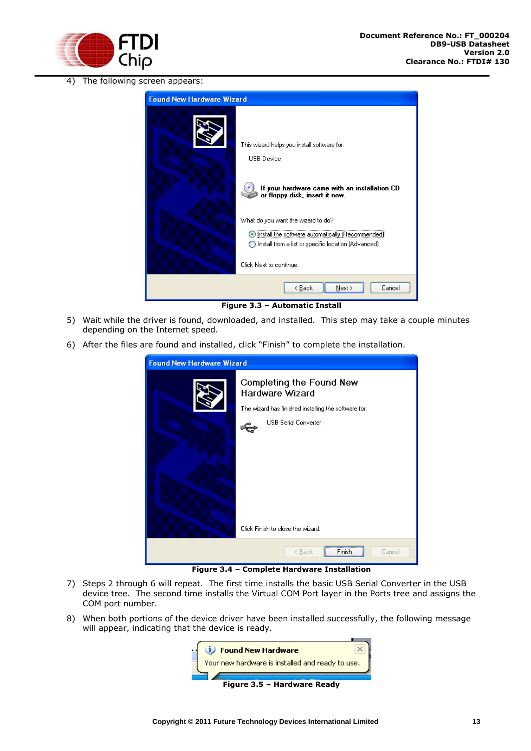4) The following screen appears:

Figure 3.3 – Automatic Install

5) Wait while the driver is found, downloaded, and installed. This step may take a couple minutes depending on the Internet speed.

6) After the files are found and installed, click "Finish" to complete the installation.

Figure 3.4 – Complete Hardware Installation

7) Steps 2 through 6 will repeat. The first time installs the basic USB Serial Converter in the USB device tree. The second time installs the Virtual COM Port layer in the Ports tree and assigns the COM port number.

8) When both portions of the device driver have been installed successfully, the following message will appear, indicating that the device is ready.

Figure 3.5 – Hardware Ready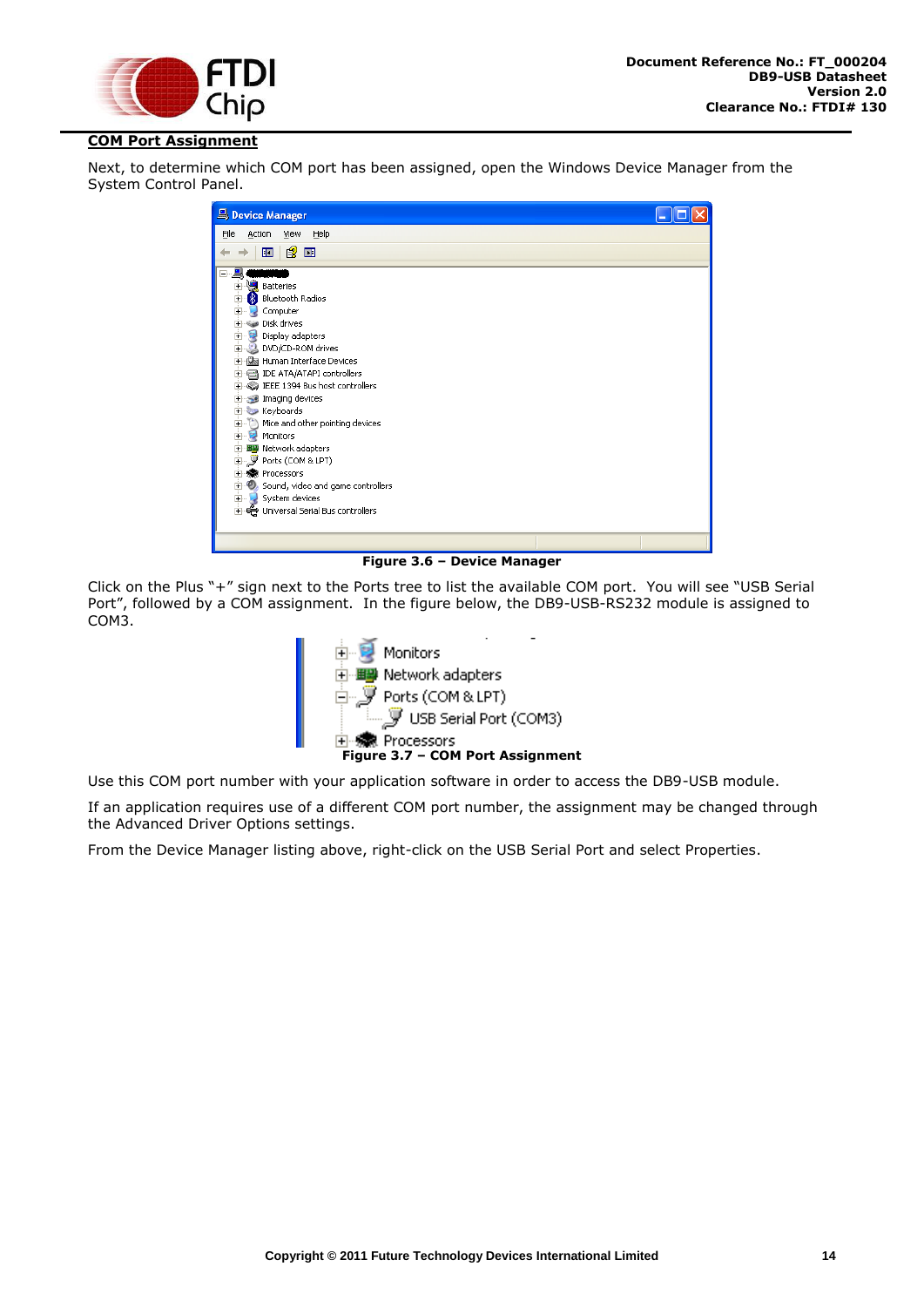## COM Port Assignment

Next, to determine which COM port has been assigned, open the Windows Device Manager from the System Control Panel.

Figure 3.6 – Device Manager

Click on the Plus "+" sign next to the Ports tree to list the available COM port. You will see "USB Serial Port", followed by a COM assignment. In the figure below, the DB9-USB-RS232 module is assigned to COM3.

Figure 3.7 – COM Port Assignment

Use this COM port number with your application software in order to access the DB9-USB module.

If an application requires use of a different COM port number, the assignment may be changed through the Advanced Driver Options settings.

From the Device Manager listing above, right-click on the USB Serial Port and select Properties.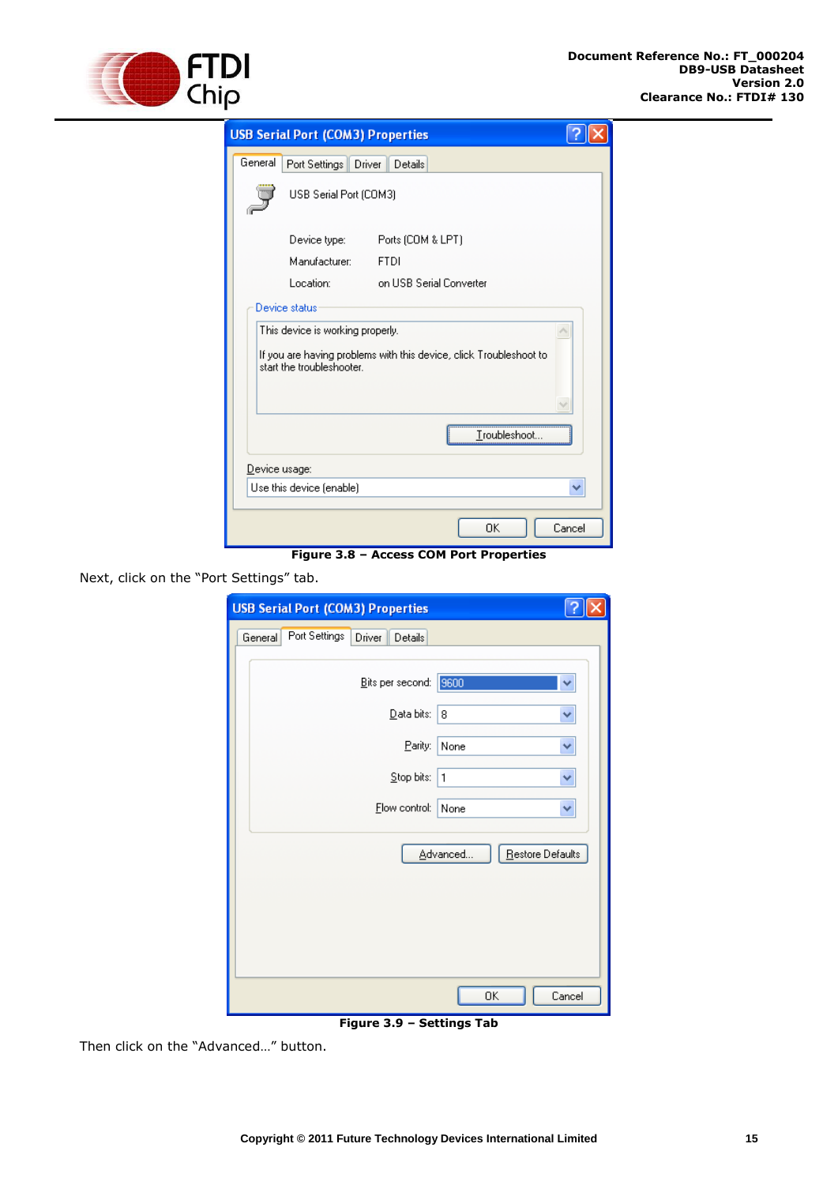**Figure 3.8 – Access COM Port Properties**

Next, click on the "Port Settings" tab.

**Figure 3.9 – Settings Tab**

Then click on the "Advanced…" button.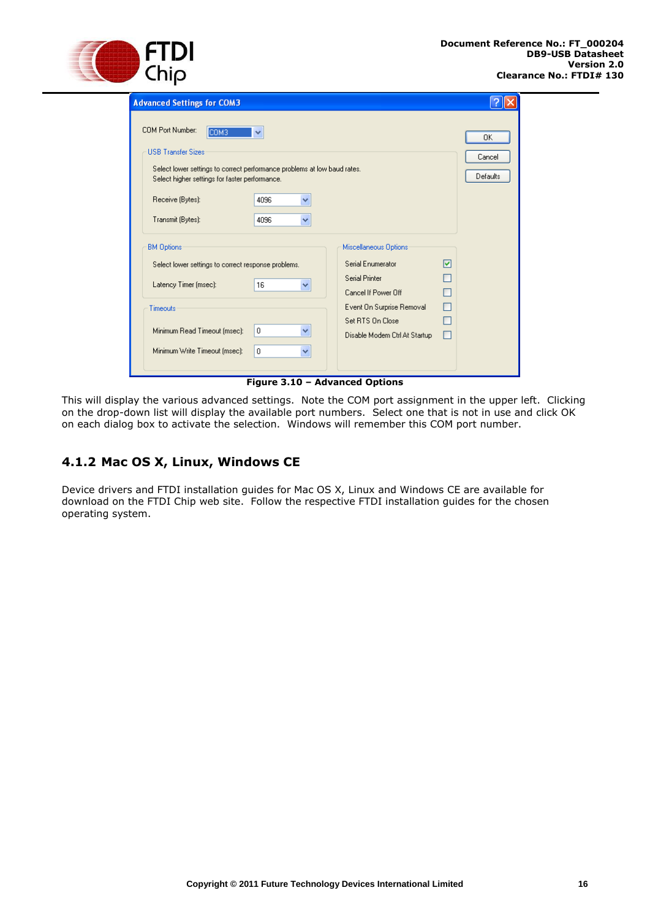Figure 3.10 – Advanced Options

This will display the various advanced settings. Note the COM port assignment in the upper left. Clicking on the drop-down list will display the available port numbers. Select one that is not in use and click OK on each dialog box to activate the selection. Windows will remember this COM port number.

### 4.1.2 Mac OS X, Linux, Windows CE

Device drivers and FTDI installation guides for Mac OS X, Linux and Windows CE are available for download on the FTDI Chip web site. Follow the respective FTDI installation guides for the chosen operating system.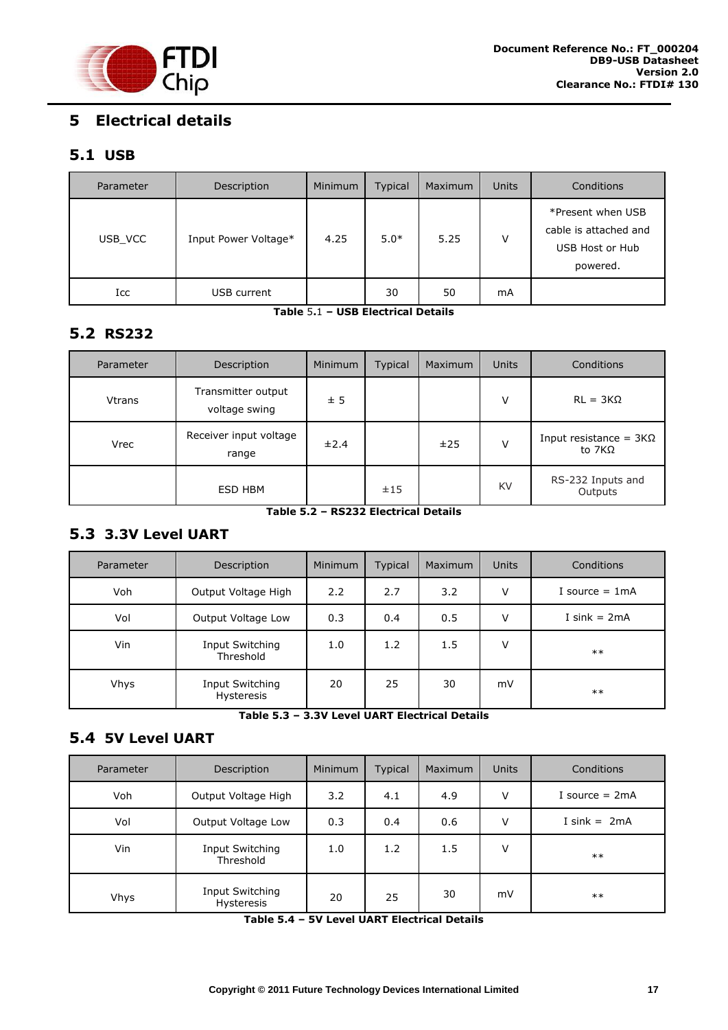# 5 Electrical details

## 5.1 USB

| Parameter | Description | Minimum | Typical | Maximum | Units | Conditions |
|---|---|---|---|---|---|---|
| USB_VCC | Input Power Voltage* | 4.25 | 5.0* | 5.25 | V | *Present when USB cable is attached and USB Host or Hub powered. |
| Icc | USB current | | 30 | 50 | mA | |

**Table 5.1 – USB Electrical Details**

## 5.2 RS232

| Parameter | Description | Minimum | Typical | Maximum | Units | Conditions |
|---|---|---|---|---|---|---|
| Vtrans | Transmitter output voltage swing | ± 5 | | | V | RL = 3KΩ |
| Vrec | Receiver input voltage range | ±2.4 | | ±25 | V | Input resistance = 3KΩ to 7KΩ |
| | ESD HBM | | ±15 | | KV | RS-232 Inputs and Outputs |

**Table 5.2 – RS232 Electrical Details**

## 5.3 3.3V Level UART

| Parameter | Description | Minimum | Typical | Maximum | Units | Conditions |
|---|---|---|---|---|---|---|
| Voh | Output Voltage High | 2.2 | 2.7 | 3.2 | V | I source = 1mA |
| Vol | Output Voltage Low | 0.3 | 0.4 | 0.5 | V | I sink = 2mA |
| Vin | Input Switching Threshold | 1.0 | 1.2 | 1.5 | V | ** |
| Vhys | Input Switching Hysteresis | 20 | 25 | 30 | mV | ** |

**Table 5.3 – 3.3V Level UART Electrical Details**

## 5.4 5V Level UART

| Parameter | Description | Minimum | Typical | Maximum | Units | Conditions |
|---|---|---|---|---|---|---|
| Voh | Output Voltage High | 3.2 | 4.1 | 4.9 | V | I source = 2mA |
| Vol | Output Voltage Low | 0.3 | 0.4 | 0.6 | V | I sink = 2mA |
| Vin | Input Switching Threshold | 1.0 | 1.2 | 1.5 | V | ** |
| Vhys | Input Switching Hysteresis | 20 | 25 | 30 | mV | ** |

**Table 5.4 – 5V Level UART Electrical Details**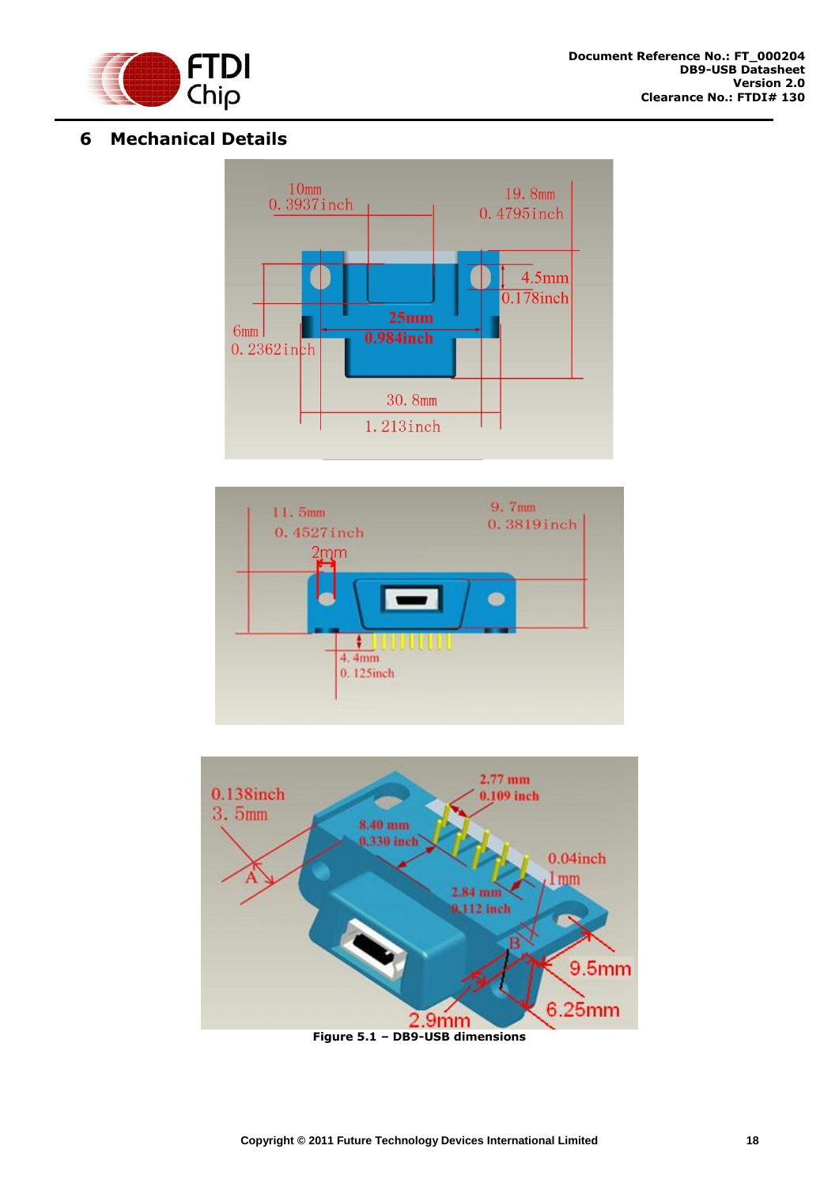# 6 Mechanical Details

Figure 5.1 – DB9-USB dimensions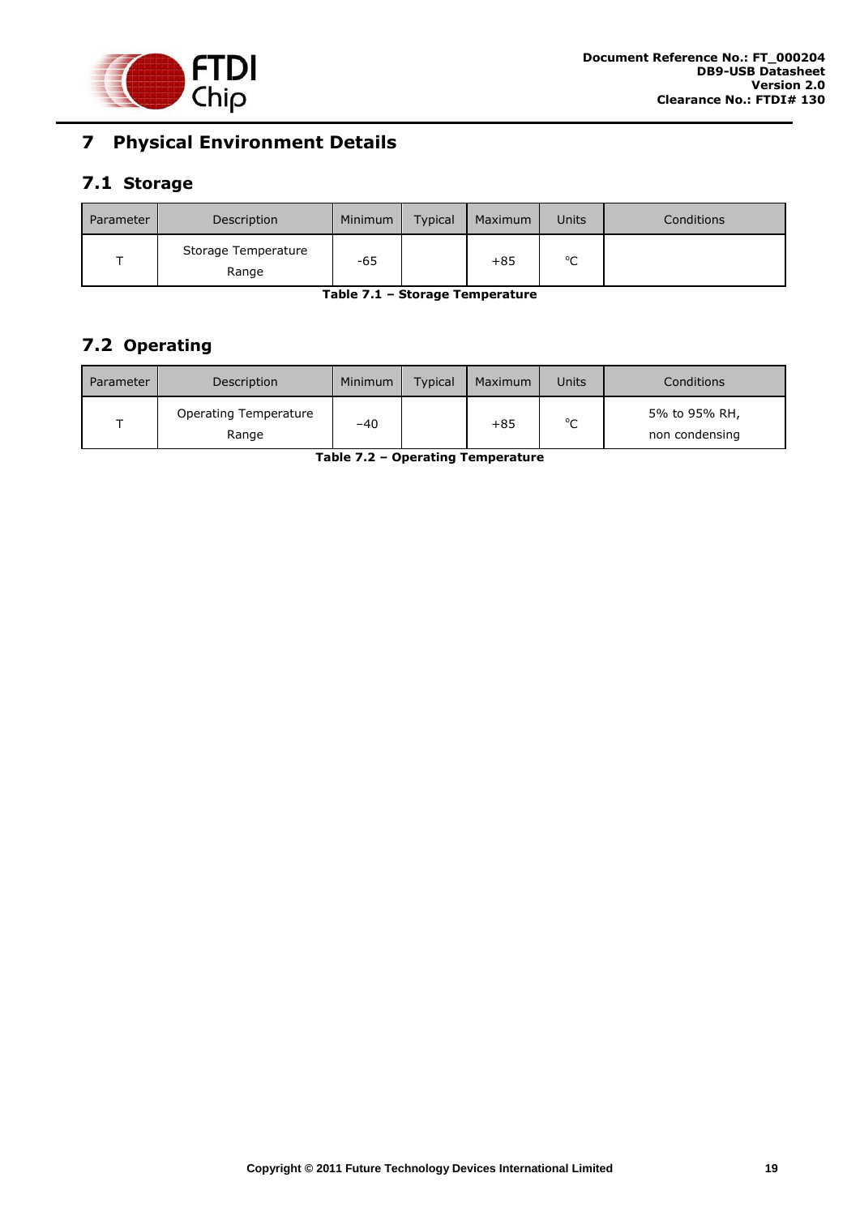# 7 Physical Environment Details

## 7.1 Storage

| Parameter | Description | Minimum | Typical | Maximum | Units | Conditions |
|---|---|---|---|---|---|---|
| T | Storage Temperature Range | -65 | | +85 | °C | |

**Table 7.1 – Storage Temperature**

## 7.2 Operating

| Parameter | Description | Minimum | Typical | Maximum | Units | Conditions |
|---|---|---|---|---|---|---|
| T | Operating Temperature Range | −40 | | +85 | °C | 5% to 95% RH, non condensing |

**Table 7.2 – Operating Temperature**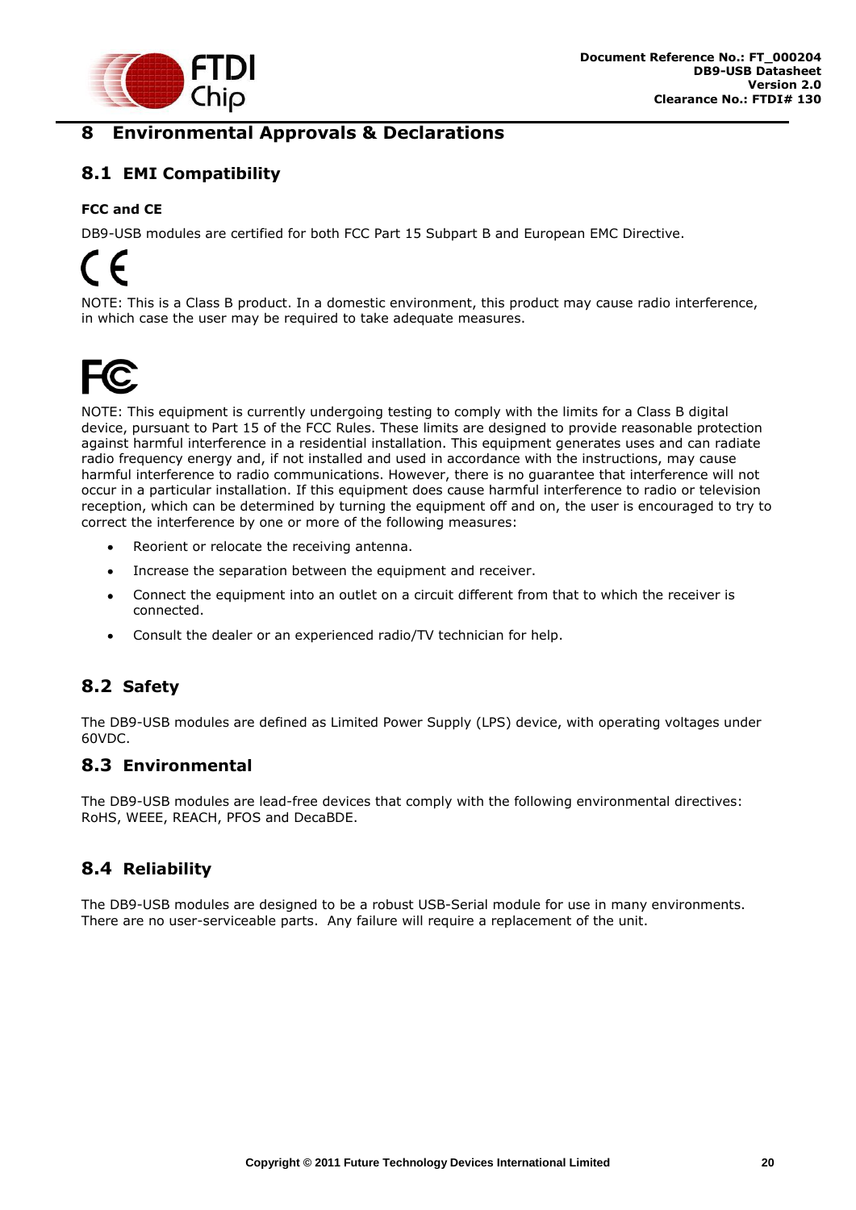# 8 Environmental Approvals & Declarations

## 8.1 EMI Compatibility

**FCC and CE**

DB9-USB modules are certified for both FCC Part 15 Subpart B and European EMC Directive.

NOTE: This is a Class B product. In a domestic environment, this product may cause radio interference, in which case the user may be required to take adequate measures.

NOTE: This equipment is currently undergoing testing to comply with the limits for a Class B digital device, pursuant to Part 15 of the FCC Rules. These limits are designed to provide reasonable protection against harmful interference in a residential installation. This equipment generates uses and can radiate radio frequency energy and, if not installed and used in accordance with the instructions, may cause harmful interference to radio communications. However, there is no guarantee that interference will not occur in a particular installation. If this equipment does cause harmful interference to radio or television reception, which can be determined by turning the equipment off and on, the user is encouraged to try to correct the interference by one or more of the following measures:

- Reorient or relocate the receiving antenna.
- Increase the separation between the equipment and receiver.
- Connect the equipment into an outlet on a circuit different from that to which the receiver is connected.
- Consult the dealer or an experienced radio/TV technician for help.

## 8.2 Safety

The DB9-USB modules are defined as Limited Power Supply (LPS) device, with operating voltages under 60VDC.

## 8.3 Environmental

The DB9-USB modules are lead-free devices that comply with the following environmental directives: RoHS, WEEE, REACH, PFOS and DecaBDE.

## 8.4 Reliability

The DB9-USB modules are designed to be a robust USB-Serial module for use in many environments. There are no user-serviceable parts. Any failure will require a replacement of the unit.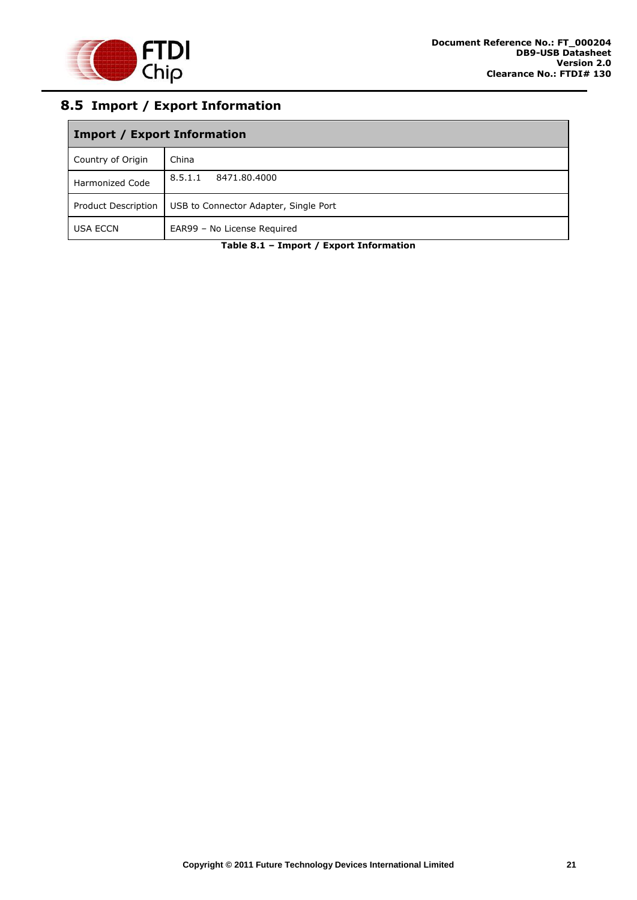## 8.5 Import / Export Information

| Import / Export Information | |
|---|---|
| Country of Origin | China |
| Harmonized Code | 8.5.1.1 8471.80.4000 |
| Product Description | USB to Connector Adapter, Single Port |
| USA ECCN | EAR99 – No License Required |

**Table 8.1 – Import / Export Information**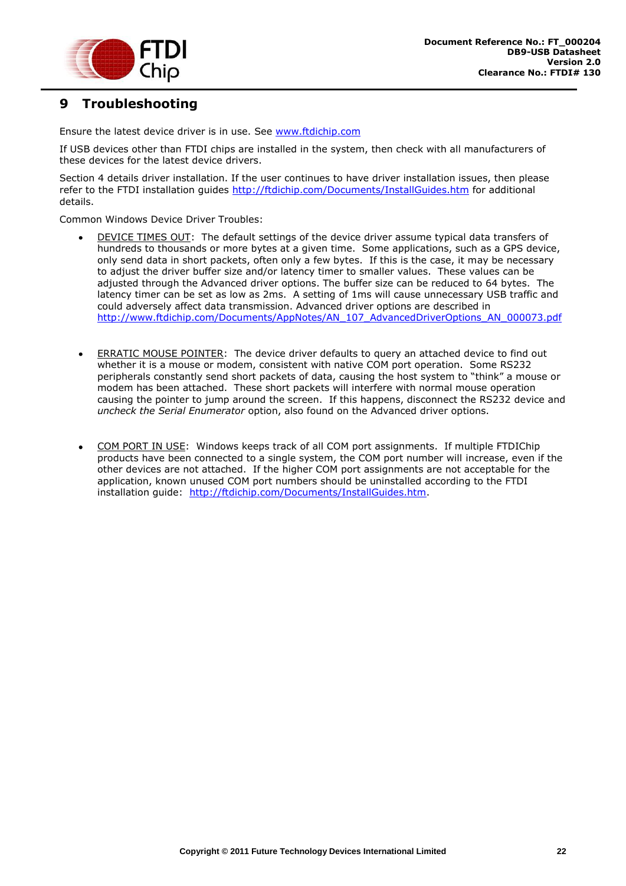# 9 Troubleshooting

Ensure the latest device driver is in use. See www.ftdichip.com

If USB devices other than FTDI chips are installed in the system, then check with all manufacturers of these devices for the latest device drivers.

Section 4 details driver installation. If the user continues to have driver installation issues, then please refer to the FTDI installation guides http://ftdichip.com/Documents/InstallGuides.htm for additional details.

Common Windows Device Driver Troubles:

- DEVICE TIMES OUT: The default settings of the device driver assume typical data transfers of hundreds to thousands or more bytes at a given time. Some applications, such as a GPS device, only send data in short packets, often only a few bytes. If this is the case, it may be necessary to adjust the driver buffer size and/or latency timer to smaller values. These values can be adjusted through the Advanced driver options. The buffer size can be reduced to 64 bytes. The latency timer can be set as low as 2ms. A setting of 1ms will cause unnecessary USB traffic and could adversely affect data transmission. Advanced driver options are described in http://www.ftdichip.com/Documents/AppNotes/AN_107_AdvancedDriverOptions_AN_000073.pdf

- ERRATIC MOUSE POINTER: The device driver defaults to query an attached device to find out whether it is a mouse or modem, consistent with native COM port operation. Some RS232 peripherals constantly send short packets of data, causing the host system to "think" a mouse or modem has been attached. These short packets will interfere with normal mouse operation causing the pointer to jump around the screen. If this happens, disconnect the RS232 device and *uncheck the Serial Enumerator* option, also found on the Advanced driver options.

- COM PORT IN USE: Windows keeps track of all COM port assignments. If multiple FTDIChip products have been connected to a single system, the COM port number will increase, even if the other devices are not attached. If the higher COM port assignments are not acceptable for the application, known unused COM port numbers should be uninstalled according to the FTDI installation guide: http://ftdichip.com/Documents/InstallGuides.htm.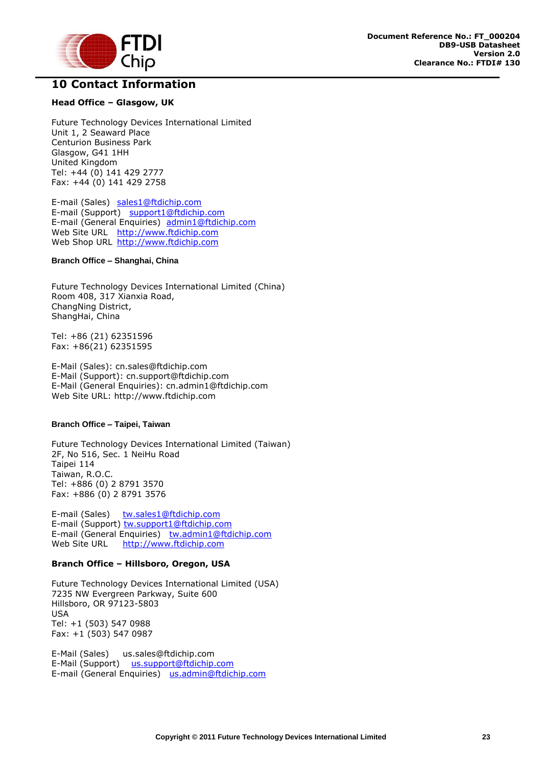# 10 Contact Information

**Head Office – Glasgow, UK**

Future Technology Devices International Limited
Unit 1, 2 Seaward Place
Centurion Business Park
Glasgow, G41 1HH
United Kingdom
Tel: +44 (0) 141 429 2777
Fax: +44 (0) 141 429 2758

E-mail (Sales) sales1@ftdichip.com
E-mail (Support) support1@ftdichip.com
E-mail (General Enquiries) admin1@ftdichip.com
Web Site URL http://www.ftdichip.com
Web Shop URL http://www.ftdichip.com

**Branch Office – Shanghai, China**

Future Technology Devices International Limited (China)
Room 408, 317 Xianxia Road,
ChangNing District,
ShangHai, China

Tel: +86 (21) 62351596
Fax: +86(21) 62351595

E-Mail (Sales): cn.sales@ftdichip.com
E-Mail (Support): cn.support@ftdichip.com
E-Mail (General Enquiries): cn.admin1@ftdichip.com
Web Site URL: http://www.ftdichip.com

**Branch Office – Taipei, Taiwan**

Future Technology Devices International Limited (Taiwan)
2F, No 516, Sec. 1 NeiHu Road
Taipei 114
Taiwan, R.O.C.
Tel: +886 (0) 2 8791 3570
Fax: +886 (0) 2 8791 3576

E-mail (Sales) tw.sales1@ftdichip.com
E-mail (Support) tw.support1@ftdichip.com
E-mail (General Enquiries) tw.admin1@ftdichip.com
Web Site URL http://www.ftdichip.com

**Branch Office – Hillsboro, Oregon, USA**

Future Technology Devices International Limited (USA)
7235 NW Evergreen Parkway, Suite 600
Hillsboro, OR 97123-5803
USA
Tel: +1 (503) 547 0988
Fax: +1 (503) 547 0987

E-Mail (Sales) us.sales@ftdichip.com
E-Mail (Support) us.support@ftdichip.com
E-mail (General Enquiries) us.admin@ftdichip.com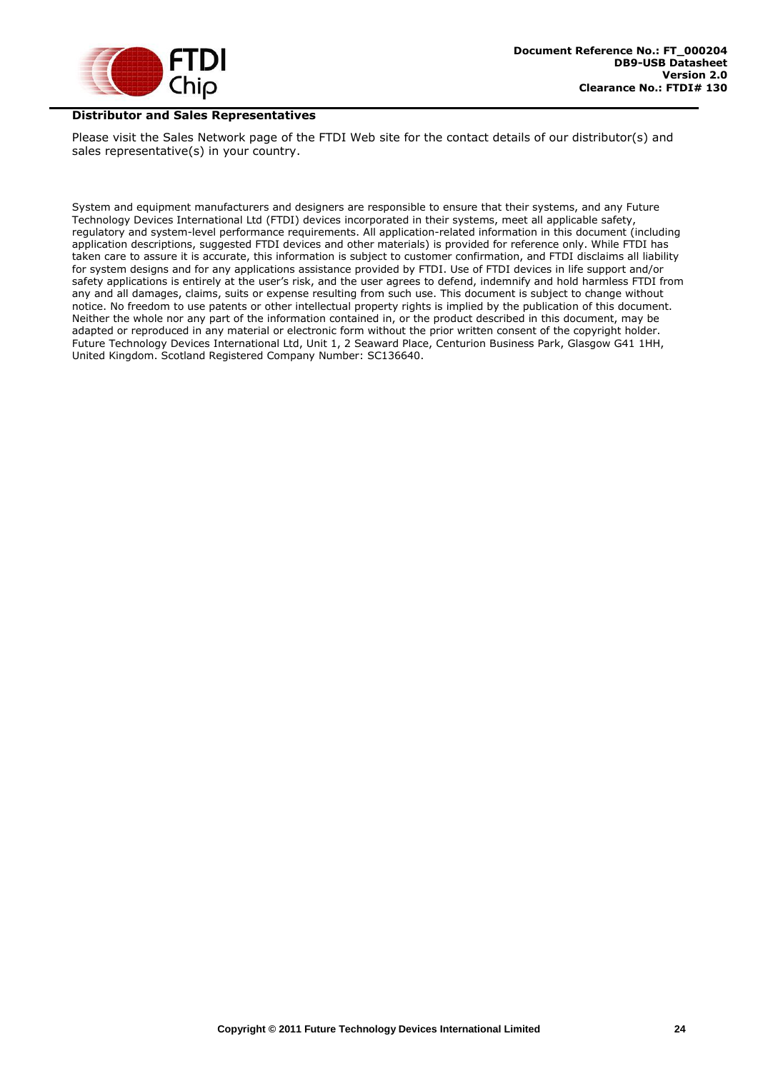**Distributor and Sales Representatives**

Please visit the Sales Network page of the FTDI Web site for the contact details of our distributor(s) and sales representative(s) in your country.

System and equipment manufacturers and designers are responsible to ensure that their systems, and any Future Technology Devices International Ltd (FTDI) devices incorporated in their systems, meet all applicable safety, regulatory and system-level performance requirements. All application-related information in this document (including application descriptions, suggested FTDI devices and other materials) is provided for reference only. While FTDI has taken care to assure it is accurate, this information is subject to customer confirmation, and FTDI disclaims all liability for system designs and for any applications assistance provided by FTDI. Use of FTDI devices in life support and/or safety applications is entirely at the user's risk, and the user agrees to defend, indemnify and hold harmless FTDI from any and all damages, claims, suits or expense resulting from such use. This document is subject to change without notice. No freedom to use patents or other intellectual property rights is implied by the publication of this document. Neither the whole nor any part of the information contained in, or the product described in this document, may be adapted or reproduced in any material or electronic form without the prior written consent of the copyright holder. Future Technology Devices International Ltd, Unit 1, 2 Seaward Place, Centurion Business Park, Glasgow G41 1HH, United Kingdom. Scotland Registered Company Number: SC136640.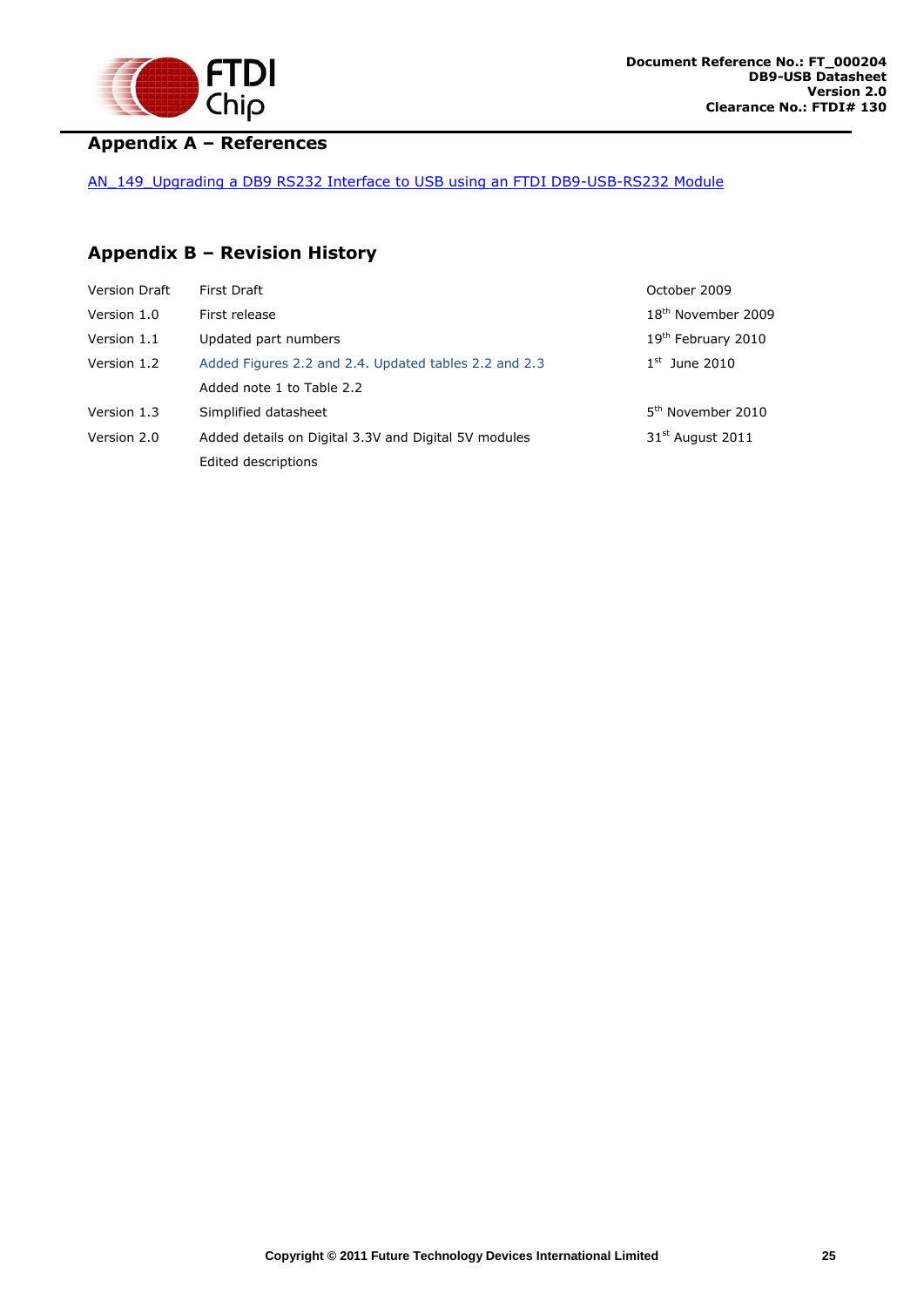# Appendix A – References

AN_149_Upgrading a DB9 RS232 Interface to USB using an FTDI DB9-USB-RS232 Module

# Appendix B – Revision History

| | | |
|---|---|---|
| Version Draft | First Draft | October 2009 |
| Version 1.0 | First release | 18th November 2009 |
| Version 1.1 | Updated part numbers | 19th February 2010 |
| Version 1.2 | Added Figures 2.2 and 2.4. Updated tables 2.2 and 2.3 | 1st June 2010 |
| | Added note 1 to Table 2.2 | |
| Version 1.3 | Simplified datasheet | 5th November 2010 |
| Version 2.0 | Added details on Digital 3.3V and Digital 5V modules | 31st August 2011 |
| | Edited descriptions | |